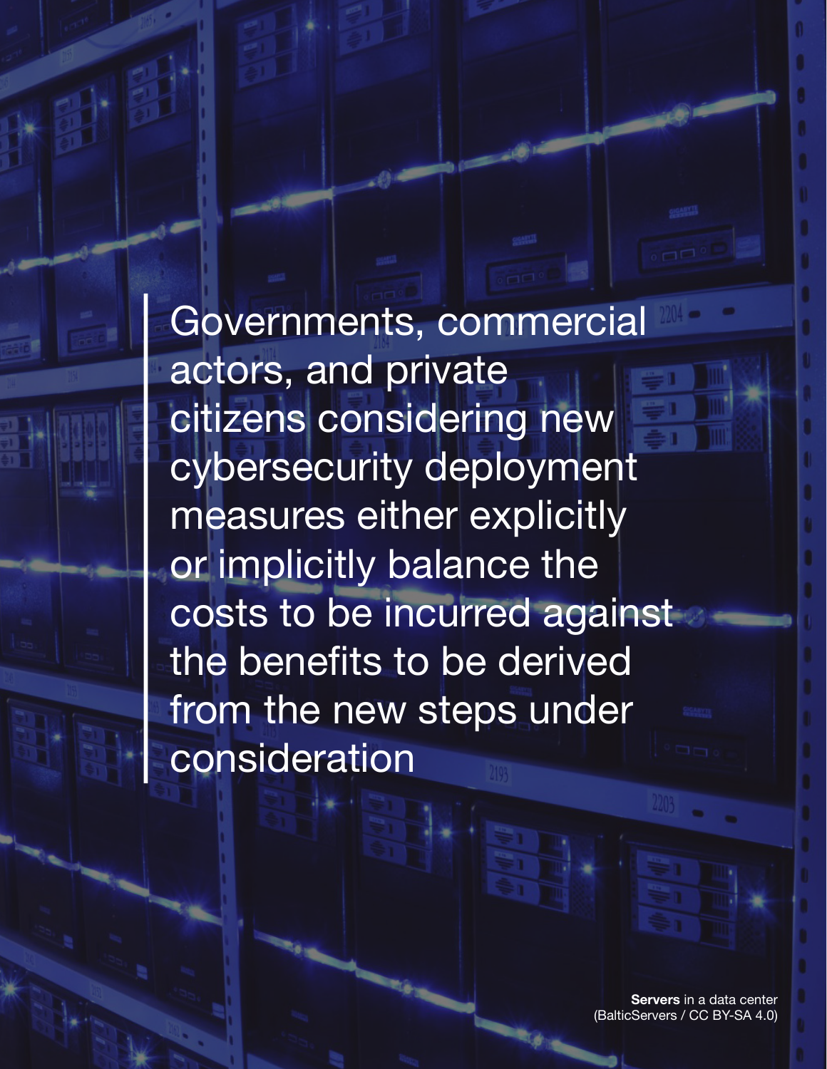> Governments, commercial actors, and private citizens considering new cybersecurity deployment measures either explicitly or implicitly balance the costs to be incurred against the benefits to be derived from the new steps under consideration

**Servers** in a data center (BalticServers / CC BY-SA 4.0)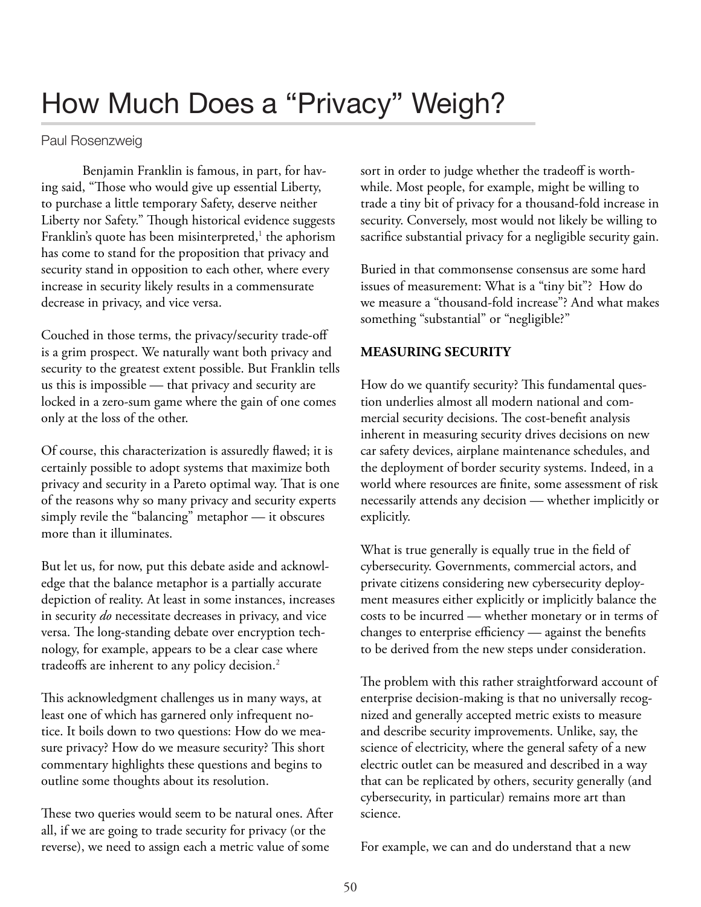# How Much Does a "Privacy" Weigh?

Paul Rosenzweig

Benjamin Franklin is famous, in part, for having said, "Those who would give up essential Liberty, to purchase a little temporary Safety, deserve neither Liberty nor Safety." Though historical evidence suggests Franklin's quote has been misinterpreted,[1] the aphorism has come to stand for the proposition that privacy and security stand in opposition to each other, where every increase in security likely results in a commensurate decrease in privacy, and vice versa.

Couched in those terms, the privacy/security trade-off is a grim prospect. We naturally want both privacy and security to the greatest extent possible. But Franklin tells us this is impossible — that privacy and security are locked in a zero-sum game where the gain of one comes only at the loss of the other.

Of course, this characterization is assuredly flawed; it is certainly possible to adopt systems that maximize both privacy and security in a Pareto optimal way. That is one of the reasons why so many privacy and security experts simply revile the "balancing" metaphor — it obscures more than it illuminates.

But let us, for now, put this debate aside and acknowledge that the balance metaphor is a partially accurate depiction of reality. At least in some instances, increases in security *do* necessitate decreases in privacy, and vice versa. The long-standing debate over encryption technology, for example, appears to be a clear case where tradeoffs are inherent to any policy decision.[2]

This acknowledgment challenges us in many ways, at least one of which has garnered only infrequent notice. It boils down to two questions: How do we measure privacy? How do we measure security? This short commentary highlights these questions and begins to outline some thoughts about its resolution.

These two queries would seem to be natural ones. After all, if we are going to trade security for privacy (or the reverse), we need to assign each a metric value of some sort in order to judge whether the tradeoff is worthwhile. Most people, for example, might be willing to trade a tiny bit of privacy for a thousand-fold increase in security. Conversely, most would not likely be willing to sacrifice substantial privacy for a negligible security gain.

Buried in that commonsense consensus are some hard issues of measurement: What is a "tiny bit"? How do we measure a "thousand-fold increase"? And what makes something "substantial" or "negligible?"

**MEASURING SECURITY**

How do we quantify security? This fundamental question underlies almost all modern national and commercial security decisions. The cost-benefit analysis inherent in measuring security drives decisions on new car safety devices, airplane maintenance schedules, and the deployment of border security systems. Indeed, in a world where resources are finite, some assessment of risk necessarily attends any decision — whether implicitly or explicitly.

What is true generally is equally true in the field of cybersecurity. Governments, commercial actors, and private citizens considering new cybersecurity deployment measures either explicitly or implicitly balance the costs to be incurred — whether monetary or in terms of changes to enterprise efficiency — against the benefits to be derived from the new steps under consideration.

The problem with this rather straightforward account of enterprise decision-making is that no universally recognized and generally accepted metric exists to measure and describe security improvements. Unlike, say, the science of electricity, where the general safety of a new electric outlet can be measured and described in a way that can be replicated by others, security generally (and cybersecurity, in particular) remains more art than science.

For example, we can and do understand that a new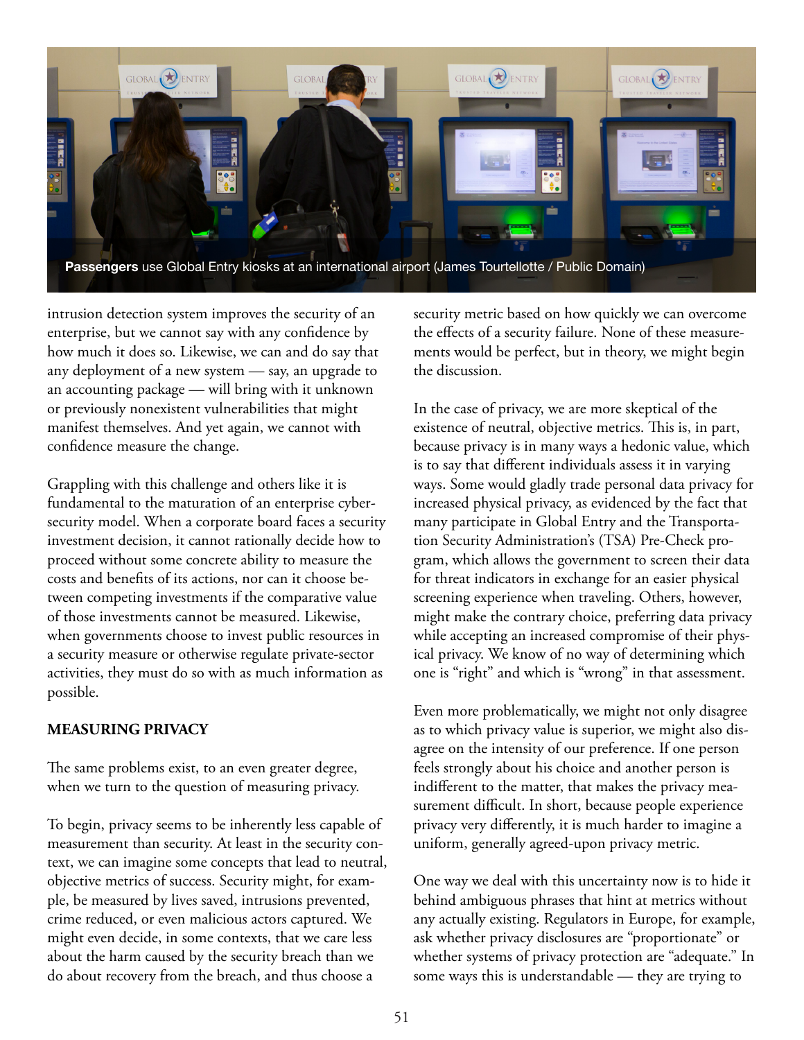**Passengers** use Global Entry kiosks at an international airport (James Tourtellotte / Public Domain)

intrusion detection system improves the security of an enterprise, but we cannot say with any confidence by how much it does so. Likewise, we can and do say that any deployment of a new system — say, an upgrade to an accounting package — will bring with it unknown or previously nonexistent vulnerabilities that might manifest themselves. And yet again, we cannot with confidence measure the change.

Grappling with this challenge and others like it is fundamental to the maturation of an enterprise cybersecurity model. When a corporate board faces a security investment decision, it cannot rationally decide how to proceed without some concrete ability to measure the costs and benefits of its actions, nor can it choose between competing investments if the comparative value of those investments cannot be measured. Likewise, when governments choose to invest public resources in a security measure or otherwise regulate private-sector activities, they must do so with as much information as possible.

## MEASURING PRIVACY

The same problems exist, to an even greater degree, when we turn to the question of measuring privacy.

To begin, privacy seems to be inherently less capable of measurement than security. At least in the security context, we can imagine some concepts that lead to neutral, objective metrics of success. Security might, for example, be measured by lives saved, intrusions prevented, crime reduced, or even malicious actors captured. We might even decide, in some contexts, that we care less about the harm caused by the security breach than we do about recovery from the breach, and thus choose a security metric based on how quickly we can overcome the effects of a security failure. None of these measurements would be perfect, but in theory, we might begin the discussion.

In the case of privacy, we are more skeptical of the existence of neutral, objective metrics. This is, in part, because privacy is in many ways a hedonic value, which is to say that different individuals assess it in varying ways. Some would gladly trade personal data privacy for increased physical privacy, as evidenced by the fact that many participate in Global Entry and the Transportation Security Administration's (TSA) Pre-Check program, which allows the government to screen their data for threat indicators in exchange for an easier physical screening experience when traveling. Others, however, might make the contrary choice, preferring data privacy while accepting an increased compromise of their physical privacy. We know of no way of determining which one is "right" and which is "wrong" in that assessment.

Even more problematically, we might not only disagree as to which privacy value is superior, we might also disagree on the intensity of our preference. If one person feels strongly about his choice and another person is indifferent to the matter, that makes the privacy measurement difficult. In short, because people experience privacy very differently, it is much harder to imagine a uniform, generally agreed-upon privacy metric.

One way we deal with this uncertainty now is to hide it behind ambiguous phrases that hint at metrics without any actually existing. Regulators in Europe, for example, ask whether privacy disclosures are "proportionate" or whether systems of privacy protection are "adequate." In some ways this is understandable — they are trying to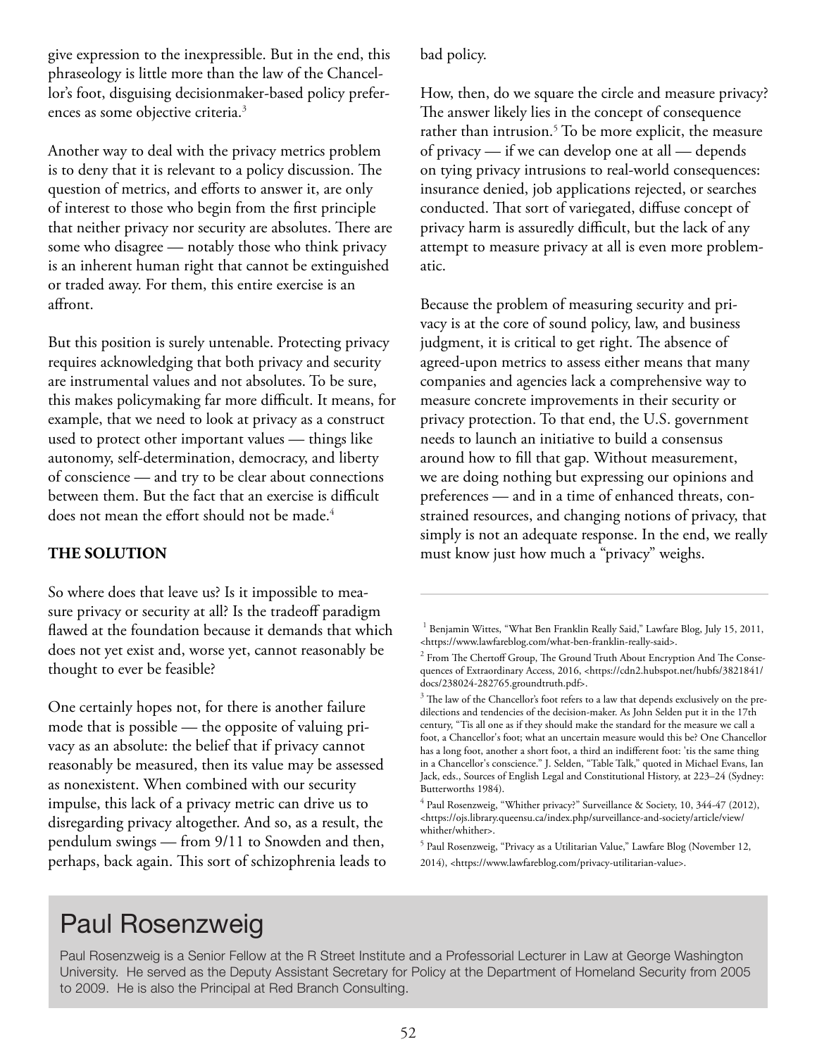give expression to the inexpressible. But in the end, this phraseology is little more than the law of the Chancellor's foot, disguising decisionmaker-based policy preferences as some objective criteria.[3]

Another way to deal with the privacy metrics problem is to deny that it is relevant to a policy discussion. The question of metrics, and efforts to answer it, are only of interest to those who begin from the first principle that neither privacy nor security are absolutes. There are some who disagree — notably those who think privacy is an inherent human right that cannot be extinguished or traded away. For them, this entire exercise is an affront.

But this position is surely untenable. Protecting privacy requires acknowledging that both privacy and security are instrumental values and not absolutes. To be sure, this makes policymaking far more difficult. It means, for example, that we need to look at privacy as a construct used to protect other important values — things like autonomy, self-determination, democracy, and liberty of conscience — and try to be clear about connections between them. But the fact that an exercise is difficult does not mean the effort should not be made.[4]

**THE SOLUTION**

So where does that leave us? Is it impossible to measure privacy or security at all? Is the tradeoff paradigm flawed at the foundation because it demands that which does not yet exist and, worse yet, cannot reasonably be thought to ever be feasible?

One certainly hopes not, for there is another failure mode that is possible — the opposite of valuing privacy as an absolute: the belief that if privacy cannot reasonably be measured, then its value may be assessed as nonexistent. When combined with our security impulse, this lack of a privacy metric can drive us to disregarding privacy altogether. And so, as a result, the pendulum swings — from 9/11 to Snowden and then, perhaps, back again. This sort of schizophrenia leads to bad policy.

How, then, do we square the circle and measure privacy? The answer likely lies in the concept of consequence rather than intrusion.[5] To be more explicit, the measure of privacy — if we can develop one at all — depends on tying privacy intrusions to real-world consequences: insurance denied, job applications rejected, or searches conducted. That sort of variegated, diffuse concept of privacy harm is assuredly difficult, but the lack of any attempt to measure privacy at all is even more problematic.

Because the problem of measuring security and privacy is at the core of sound policy, law, and business judgment, it is critical to get right. The absence of agreed-upon metrics to assess either means that many companies and agencies lack a comprehensive way to measure concrete improvements in their security or privacy protection. To that end, the U.S. government needs to launch an initiative to build a consensus around how to fill that gap. Without measurement, we are doing nothing but expressing our opinions and preferences — and in a time of enhanced threats, constrained resources, and changing notions of privacy, that simply is not an adequate response. In the end, we really must know just how much a "privacy" weighs.

---

[1] Benjamin Wittes, "What Ben Franklin Really Said," Lawfare Blog, July 15, 2011, <https://www.lawfareblog.com/what-ben-franklin-really-said>.

[2] From The Chertoff Group, The Ground Truth About Encryption And The Consequences of Extraordinary Access, 2016, <https://cdn2.hubspot.net/hubfs/3821841/docs/238024-282765.groundtruth.pdf>.

[3] The law of the Chancellor's foot refers to a law that depends exclusively on the predilections and tendencies of the decision-maker. As John Selden put it in the 17th century, "Tis all one as if they should make the standard for the measure we call a foot, a Chancellor's foot; what an uncertain measure would this be? One Chancellor has a long foot, another a short foot, a third an indifferent foot: 'tis the same thing in a Chancellor's conscience." J. Selden, "Table Talk," quoted in Michael Evans, Ian Jack, eds., Sources of English Legal and Constitutional History, at 223–24 (Sydney: Butterworths 1984).

[4] Paul Rosenzweig, "Whither privacy?" Surveillance & Society, 10, 344-47 (2012), <https://ojs.library.queensu.ca/index.php/surveillance-and-society/article/view/whither/whither>.

[5] Paul Rosenzweig, "Privacy as a Utilitarian Value," Lawfare Blog (November 12, 2014), <https://www.lawfareblog.com/privacy-utilitarian-value>.

## Paul Rosenzweig

Paul Rosenzweig is a Senior Fellow at the R Street Institute and a Professorial Lecturer in Law at George Washington University. He served as the Deputy Assistant Secretary for Policy at the Department of Homeland Security from 2005 to 2009. He is also the Principal at Red Branch Consulting.